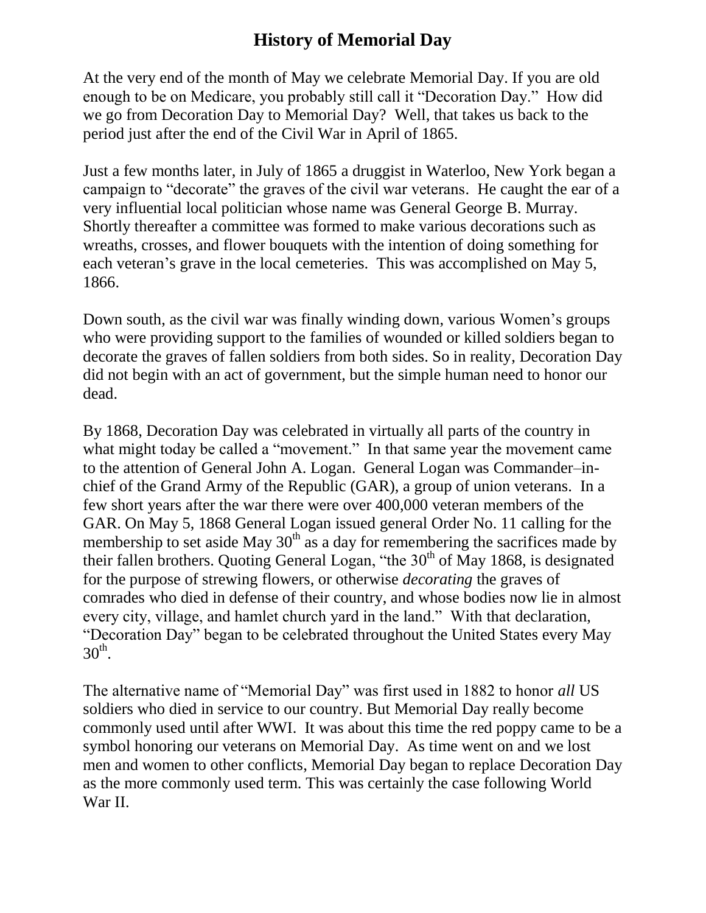# History of Memorial Day

At the very end of the month of May we celebrate Memorial Day. If you are old enough to be on Medicare, you probably still call it "Decoration Day." How did we go from Decoration Day to Memorial Day? Well, that takes us back to the period just after the end of the Civil War in April of 1865.

Just a few months later, in July of 1865 a druggist in Waterloo, New York began a campaign to "decorate" the graves of the civil war veterans. He caught the ear of a very influential local politician whose name was General George B. Murray. Shortly thereafter a committee was formed to make various decorations such as wreaths, crosses, and flower bouquets with the intention of doing something for each veteran's grave in the local cemeteries. This was accomplished on May 5, 1866.

Down south, as the civil war was finally winding down, various Women's groups who were providing support to the families of wounded or killed soldiers began to decorate the graves of fallen soldiers from both sides. So in reality, Decoration Day did not begin with an act of government, but the simple human need to honor our dead.

By 1868, Decoration Day was celebrated in virtually all parts of the country in what might today be called a "movement." In that same year the movement came to the attention of General John A. Logan. General Logan was Commander–in-chief of the Grand Army of the Republic (GAR), a group of union veterans. In a few short years after the war there were over 400,000 veteran members of the GAR. On May 5, 1868 General Logan issued general Order No. 11 calling for the membership to set aside May 30th as a day for remembering the sacrifices made by their fallen brothers. Quoting General Logan, "the 30th of May 1868, is designated for the purpose of strewing flowers, or otherwise *decorating* the graves of comrades who died in defense of their country, and whose bodies now lie in almost every city, village, and hamlet church yard in the land." With that declaration, "Decoration Day" began to be celebrated throughout the United States every May 30th.

The alternative name of "Memorial Day" was first used in 1882 to honor *all* US soldiers who died in service to our country. But Memorial Day really become commonly used until after WWI. It was about this time the red poppy came to be a symbol honoring our veterans on Memorial Day. As time went on and we lost men and women to other conflicts, Memorial Day began to replace Decoration Day as the more commonly used term. This was certainly the case following World War II.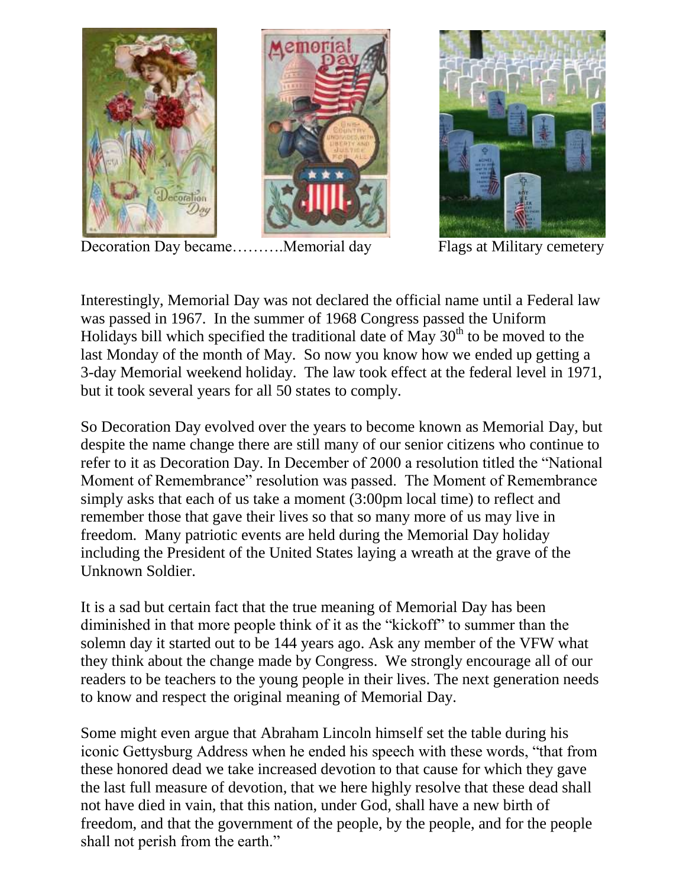Decoration Day became……….Memorial day Flags at Military cemetery

Interestingly, Memorial Day was not declared the official name until a Federal law was passed in 1967. In the summer of 1968 Congress passed the Uniform Holidays bill which specified the traditional date of May 30th to be moved to the last Monday of the month of May. So now you know how we ended up getting a 3-day Memorial weekend holiday. The law took effect at the federal level in 1971, but it took several years for all 50 states to comply.

So Decoration Day evolved over the years to become known as Memorial Day, but despite the name change there are still many of our senior citizens who continue to refer to it as Decoration Day. In December of 2000 a resolution titled the "National Moment of Remembrance" resolution was passed. The Moment of Remembrance simply asks that each of us take a moment (3:00pm local time) to reflect and remember those that gave their lives so that so many more of us may live in freedom. Many patriotic events are held during the Memorial Day holiday including the President of the United States laying a wreath at the grave of the Unknown Soldier.

It is a sad but certain fact that the true meaning of Memorial Day has been diminished in that more people think of it as the "kickoff" to summer than the solemn day it started out to be 144 years ago. Ask any member of the VFW what they think about the change made by Congress. We strongly encourage all of our readers to be teachers to the young people in their lives. The next generation needs to know and respect the original meaning of Memorial Day.

Some might even argue that Abraham Lincoln himself set the table during his iconic Gettysburg Address when he ended his speech with these words, "that from these honored dead we take increased devotion to that cause for which they gave the last full measure of devotion, that we here highly resolve that these dead shall not have died in vain, that this nation, under God, shall have a new birth of freedom, and that the government of the people, by the people, and for the people shall not perish from the earth."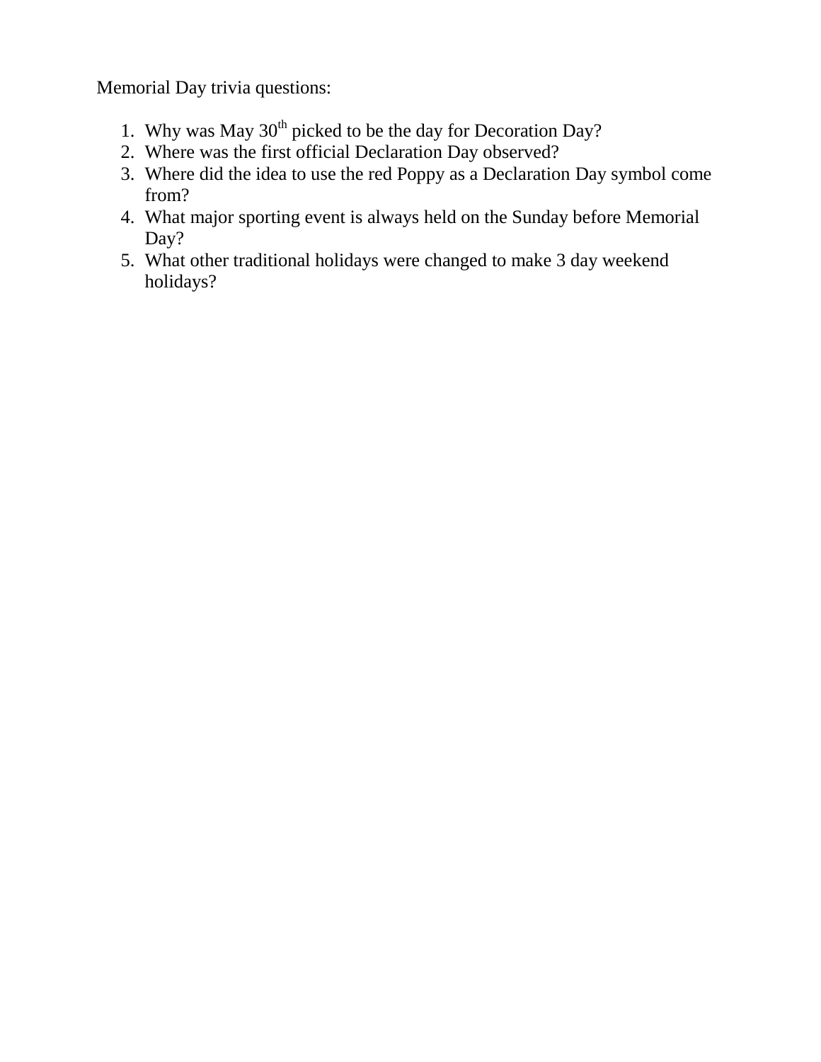Memorial Day trivia questions:

1. Why was May 30th picked to be the day for Decoration Day?
2. Where was the first official Declaration Day observed?
3. Where did the idea to use the red Poppy as a Declaration Day symbol come from?
4. What major sporting event is always held on the Sunday before Memorial Day?
5. What other traditional holidays were changed to make 3 day weekend holidays?